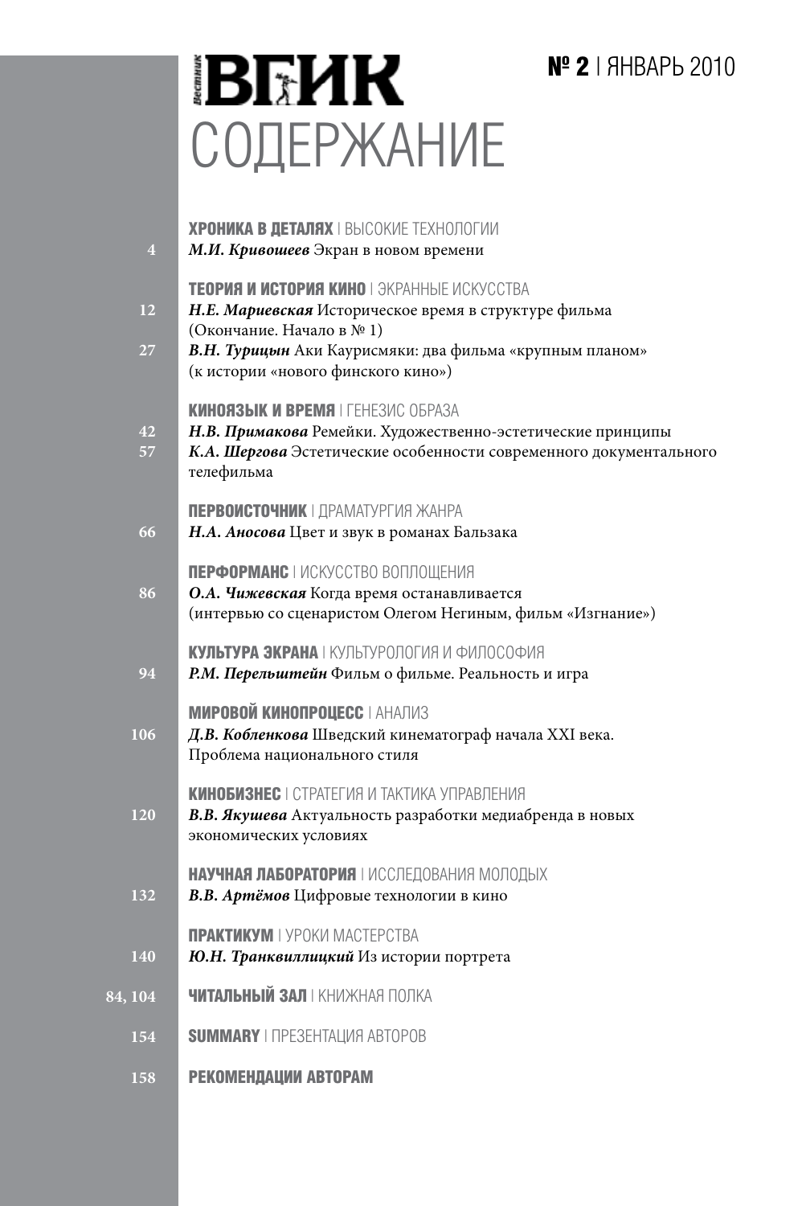# Вестник ВГИК

**№ 2** | ЯНВАРЬ 2010

# СОДЕРЖАНИЕ

**ХРОНИКА В ДЕТАЛЯХ** | ВЫСОКИЕ ТЕХНОЛОГИИ

4 ***М.И. Кривошеев*** Экран в новом времени

**ТЕОРИЯ И ИСТОРИЯ КИНО** | ЭКРАННЫЕ ИСКУССТВА

12 ***Н.Е. Мариевская*** Историческое время в структуре фильма (Окончание. Начало в № 1)

27 ***В.Н. Турицын*** Аки Каурисмяки: два фильма «крупным планом» (к истории «нового финского кино»)

**КИНОЯЗЫК И ВРЕМЯ** | ГЕНЕЗИС ОБРАЗА

42 ***Н.В. Примакова*** Ремейки. Художественно-эстетические принципы

57 ***К.А. Шергова*** Эстетические особенности современного документального телефильма

**ПЕРВОИСТОЧНИК** | ДРАМАТУРГИЯ ЖАНРА

66 ***Н.А. Аносова*** Цвет и звук в романах Бальзака

**ПЕРФОРМАНС** | ИСКУССТВО ВОПЛОЩЕНИЯ

86 ***О.А. Чижевская*** Когда время останавливается (интервью со сценаристом Олегом Негиным, фильм «Изгнание»)

**КУЛЬТУРА ЭКРАНА** | КУЛЬТУРОЛОГИЯ И ФИЛОСОФИЯ

94 ***Р.М. Перельштейн*** Фильм о фильме. Реальность и игра

**МИРОВОЙ КИНОПРОЦЕСС** | АНАЛИЗ

106 ***Д.В. Кобленкова*** Шведский кинематограф начала XXI века. Проблема национального стиля

**КИНОБИЗНЕС** | СТРАТЕГИЯ И ТАКТИКА УПРАВЛЕНИЯ

120 ***В.В. Якушева*** Актуальность разработки медиабренда в новых экономических условиях

**НАУЧНАЯ ЛАБОРАТОРИЯ** | ИССЛЕДОВАНИЯ МОЛОДЫХ

132 ***В.В. Артёмов*** Цифровые технологии в кино

**ПРАКТИКУМ** | УРОКИ МАСТЕРСТВА

140 ***Ю.Н. Транквиллицкий*** Из истории портрета

84, 104 **ЧИТАЛЬНЫЙ ЗАЛ** | КНИЖНАЯ ПОЛКА

154 **SUMMARY** | ПРЕЗЕНТАЦИЯ АВТОРОВ

158 **РЕКОМЕНДАЦИИ АВТОРАМ**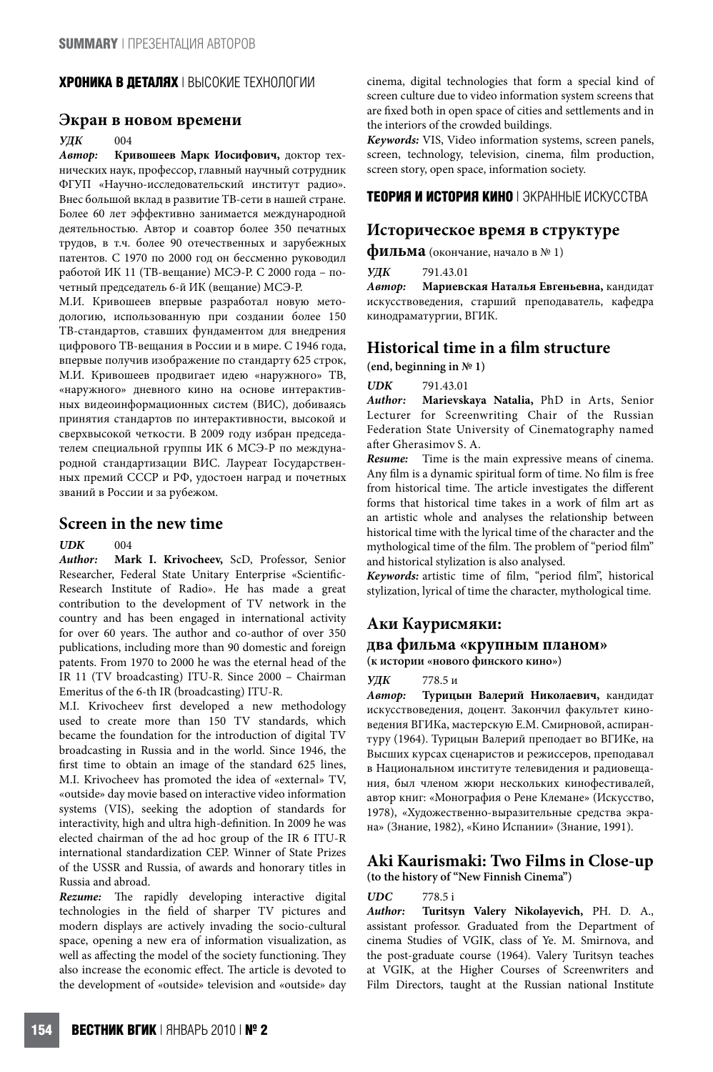**ХРОНИКА В ДЕТАЛЯХ** | ВЫСОКИЕ ТЕХНОЛОГИИ

## Экран в новом времени

***УДК*** 004

***Автор:*** **Кривошеев Марк Иосифович,** доктор технических наук, профессор, главный научный сотрудник ФГУП «Научно-исследовательский институт радио». Внес большой вклад в развитие ТВ-сети в нашей стране. Более 60 лет эффективно занимается международной деятельностью. Автор и соавтор более 350 печатных трудов, в т.ч. более 90 отечественных и зарубежных патентов. С 1970 по 2000 год он бессменно руководил работой ИК 11 (ТВ-вещание) МСЭ-Р. С 2000 года – почетный председатель 6-й ИК (вещание) МСЭ-Р.

М.И. Кривошеев впервые разработал новую методологию, использованную при создании более 150 ТВ-стандартов, ставших фундаментом для внедрения цифрового ТВ-вещания в России и в мире. С 1946 года, впервые получив изображение по стандарту 625 строк, М.И. Кривошеев продвигает идею «наружного» ТВ, «наружного» дневного кино на основе интерактивных видеоинформационных систем (ВИС), добиваясь принятия стандартов по интерактивности, высокой и сверхвысокой четкости. В 2009 году избран председателем специальной группы ИК 6 МСЭ-Р по международной стандартизации ВИС. Лауреат Государственных премий СССР и РФ, удостоен наград и почетных званий в России и за рубежом.

## Screen in the new time

***UDK*** 004

***Author:*** **Mark I. Krivocheev,** ScD, Professor, Senior Researcher, Federal State Unitary Enterprise «Scientific-Research Institute of Radio». He has made a great contribution to the development of TV network in the country and has been engaged in international activity for over 60 years. The author and co-author of over 350 publications, including more than 90 domestic and foreign patents. From 1970 to 2000 he was the eternal head of the IR 11 (TV broadcasting) ITU-R. Since 2000 – Chairman Emeritus of the 6-th IR (broadcasting) ITU-R.

M.I. Krivocheev first developed a new methodology used to create more than 150 TV standards, which became the foundation for the introduction of digital TV broadcasting in Russia and in the world. Since 1946, the first time to obtain an image of the standard 625 lines, M.I. Krivocheev has promoted the idea of «external» TV, «outside» day movie based on interactive video information systems (VIS), seeking the adoption of standards for interactivity, high and ultra high-definition. In 2009 he was elected chairman of the ad hoc group of the IR 6 ITU-R international standardization CEP. Winner of State Prizes of the USSR and Russia, of awards and honorary titles in Russia and abroad.

***Rezume:*** The rapidly developing interactive digital technologies in the field of sharper TV pictures and modern displays are actively invading the socio-cultural space, opening a new era of information visualization, as well as affecting the model of the society functioning. They also increase the economic effect. The article is devoted to the development of «outside» television and «outside» day cinema, digital technologies that form a special kind of screen culture due to video information system screens that are fixed both in open space of cities and settlements and in the interiors of the crowded buildings.

***Keywords:*** VIS, Video information systems, screen panels, screen, technology, television, cinema, film production, screen story, open space, information society.

**ТЕОРИЯ И ИСТОРИЯ КИНО** | ЭКРАННЫЕ ИСКУССТВА

## Историческое время в структуре фильма (окончание, начало в № 1)

***УДК*** 791.43.01

***Автор:*** **Мариевская Наталья Евгеньевна,** кандидат искусствоведения, старший преподаватель, кафедра кинодраматургии, ВГИК.

## Historical time in a film structure

**(end, beginning in № 1)**

***UDK*** 791.43.01

***Author:*** **Marievskaya Natalia,** PhD in Arts, Senior Lecturer for Screenwriting Chair of the Russian Federation State University of Cinematography named after Gherasimov S. A.

***Resume:*** Time is the main expressive means of cinema. Any film is a dynamic spiritual form of time. No film is free from historical time. The article investigates the different forms that historical time takes in a work of film art as an artistic whole and analyses the relationship between historical time with the lyrical time of the character and the mythological time of the film. The problem of "period film" and historical stylization is also analysed.

***Keywords:*** artistic time of film, "period film", historical stylization, lyrical of time the character, mythological time.

## Аки Каурисмяки: два фильма «крупным планом»

**(к истории «нового финского кино»)**

***УДК*** 778.5 и

***Автор:*** **Турицын Валерий Николаевич,** кандидат искусствоведения, доцент. Закончил факультет киноведения ВГИКа, мастерскую Е.М. Смирновой, аспирантуру (1964). Турицын Валерий преподает во ВГИКе, на Высших курсах сценаристов и режиссеров, преподавал в Национальном институте телевидения и радиовещания, был членом жюри нескольких кинофестивалей, автор книг: «Монография о Рене Клемане» (Искусство, 1978), «Художественно-выразительные средства экрана» (Знание, 1982), «Кино Испании» (Знание, 1991).

## Aki Kaurismaki: Two Films in Close-up

**(to the history of "New Finnish Cinema")**

***UDC*** 778.5 i

***Author:*** **Turitsyn Valery Nikolayevich,** PH. D. A., assistant professor. Graduated from the Department of cinema Studies of VGIK, class of Ye. M. Smirnova, and the post-graduate course (1964). Valery Turitsyn teaches at VGIK, at the Higher Courses of Screenwriters and Film Directors, taught at the Russian national Institute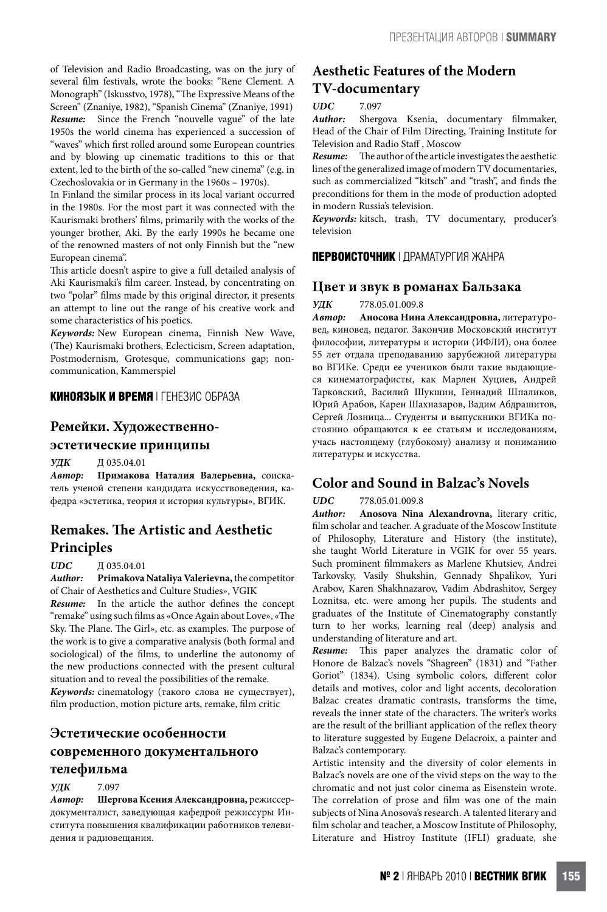of Television and Radio Broadcasting, was on the jury of several film festivals, wrote the books: "Rene Clement. A Monograph" (Iskusstvo, 1978), "The Expressive Means of the Screen" (Znaniye, 1982), "Spanish Cinema" (Znaniye, 1991)

***Resume:*** Since the French "nouvelle vague" of the late 1950s the world cinema has experienced a succession of "waves" which first rolled around some European countries and by blowing up cinematic traditions to this or that extent, led to the birth of the so-called "new cinema" (e.g. in Czechoslovakia or in Germany in the 1960s – 1970s).

In Finland the similar process in its local variant occurred in the 1980s. For the most part it was connected with the Kaurismaki brothers' films, primarily with the works of the younger brother, Aki. By the early 1990s he became one of the renowned masters of not only Finnish but the "new European cinema".

This article doesn't aspire to give a full detailed analysis of Aki Kaurismaki's film career. Instead, by concentrating on two "polar" films made by this original director, it presents an attempt to line out the range of his creative work and some characteristics of his poetics.

***Keywords:*** New European cinema, Finnish New Wave, (The) Kaurismaki brothers, Eclecticism, Screen adaptation, Postmodernism, Grotesque, communications gap; non-communication, Kammerspiel

**КИНОЯЗЫК И ВРЕМЯ** | ГЕНЕЗИС ОБРАЗА

## Ремейки. Художественно-эстетические принципы

***УДК*** Д 035.04.01

***Автор:*** **Примакова Наталия Валерьевна,** соискатель ученой степени кандидата искусствоведения, кафедра «эстетика, теория и история культуры», ВГИК.

## Remakes. The Artistic and Aesthetic Principles

***UDC*** Д 035.04.01

***Author:*** **Primakova Nataliya Valerievna,** the competitor of Chair of Aesthetics and Culture Studies», VGIK

***Resume:*** In the article the author defines the concept "remake" using such films as «Once Again about Love», «The Sky. The Plane. The Girl», etc. as examples. The purpose of the work is to give a comparative analysis (both formal and sociological) of the films, to underline the autonomy of the new productions connected with the present cultural situation and to reveal the possibilities of the remake.

***Keywords:*** cinematology (такого слова не существует), film production, motion picture arts, remake, film critic

## Эстетические особенности современного документального телефильма

***УДК*** 7.097

***Автор:*** **Шергова Ксения Александровна,** режиссер-документалист, заведующая кафедрой режиссуры Института повышения квалификации работников телевидения и радиовещания.

## Aesthetic Features of the Modern TV-documentary

***UDC*** 7.097

***Author:*** Shergova Ksenia, documentary filmmaker, Head of the Chair of Film Directing, Training Institute for Television and Radio Staff , Moscow

***Resume:*** The author of the article investigates the aesthetic lines of the generalized image of modern TV documentaries, such as commercialized "kitsch" and "trash", and finds the preconditions for them in the mode of production adopted in modern Russia's television.

***Keywords:*** kitsch, trash, TV documentary, producer's television

**ПЕРВОИСТОЧНИК** | ДРАМАТУРГИЯ ЖАНРА

## Цвет и звук в романах Бальзака

***УДК*** 778.05.01.009.8

***Автор:*** **Аносова Нина Александровна,** литературовед, киновед, педагог. Закончив Московский институт философии, литературы и истории (ИФЛИ), она более 55 лет отдала преподаванию зарубежной литературы во ВГИКе. Среди ее учеников были такие выдающиеся кинематографисты, как Марлен Хуциев, Андрей Тарковский, Василий Шукшин, Геннадий Шпаликов, Юрий Арабов, Карен Шахназаров, Вадим Абдрашитов, Сергей Лозница... Студенты и выпускники ВГИКа постоянно обращаются к ее статьям и исследованиям, учась настоящему (глубокому) анализу и пониманию литературы и искусства.

## Color and Sound in Balzac's Novels

***UDC*** 778.05.01.009.8

***Author:*** **Anosova Nina Alexandrovna,** literary critic, film scholar and teacher. A graduate of the Moscow Institute of Philosophy, Literature and History (the institute), she taught World Literature in VGIK for over 55 years. Such prominent filmmakers as Marlene Khutsiev, Andrei Tarkovsky, Vasily Shukshin, Gennady Shpalikov, Yuri Arabov, Karen Shakhnazarov, Vadim Abdrashitov, Sergey Loznitsa, etc. were among her pupils. The students and graduates of the Institute of Cinematography constantly turn to her works, learning real (deep) analysis and understanding of literature and art.

***Resume:*** This paper analyzes the dramatic color of Honore de Balzac's novels "Shagreen" (1831) and "Father Goriot" (1834). Using symbolic colors, different color details and motives, color and light accents, decoloration Balzac creates dramatic contrasts, transforms the time, reveals the inner state of the characters. The writer's works are the result of the brilliant application of the reflex theory to literature suggested by Eugene Delacroix, a painter and Balzac's contemporary.

Artistic intensity and the diversity of color elements in Balzac's novels are one of the vivid steps on the way to the chromatic and not just color cinema as Eisenstein wrote. The correlation of prose and film was one of the main subjects of Nina Anosova's research. A talented literary and film scholar and teacher, a Moscow Institute of Philosophy, Literature and Histroy Institute (IFLI) graduate, she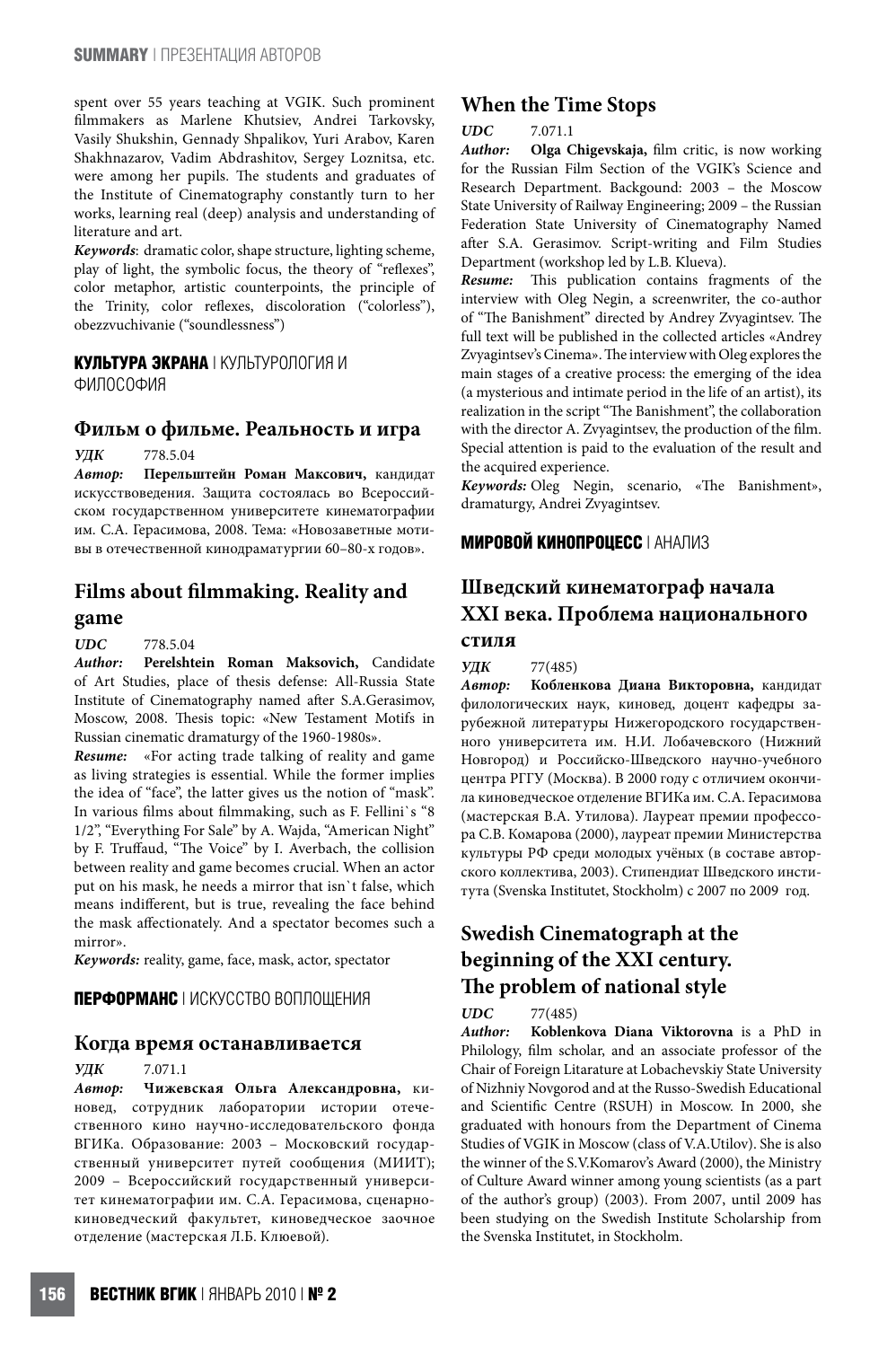spent over 55 years teaching at VGIK. Such prominent filmmakers as Marlene Khutsiev, Andrei Tarkovsky, Vasily Shukshin, Gennady Shpalikov, Yuri Arabov, Karen Shakhnazarov, Vadim Abdrashitov, Sergey Loznitsa, etc. were among her pupils. The students and graduates of the Institute of Cinematography constantly turn to her works, learning real (deep) analysis and understanding of literature and art.

***Keywords***: dramatic color, shape structure, lighting scheme, play of light, the symbolic focus, the theory of "reflexes", color metaphor, artistic counterpoints, the principle of the Trinity, color reflexes, discoloration ("colorless"), obezzvuchivanie ("soundlessness")

**КУЛЬТУРА ЭКРАНА** | КУЛЬТУРОЛОГИЯ И ФИЛОСОФИЯ

## Фильм о фильме. Реальность и игра

***УДК*** 778.5.04

***Автор:*** **Перельштейн Роман Максович,** кандидат искусствоведения. Защита состоялась во Всероссийском государственном университете кинематографии им. С.А. Герасимова, 2008. Тема: «Новозаветные мотивы в отечественной кинодраматургии 60–80-х годов».

## Films about filmmaking. Reality and game

***UDC*** 778.5.04

***Author:*** **Perelshtein Roman Maksovich,** Candidate of Art Studies, place of thesis defense: All-Russia State Institute of Cinematography named after S.A.Gerasimov, Moscow, 2008. Thesis topic: «New Testament Motifs in Russian cinematic dramaturgy of the 1960-1980s».

***Resume:*** «For acting trade talking of reality and game as living strategies is essential. While the former implies the idea of "face", the latter gives us the notion of "mask". In various films about filmmaking, such as F. Fellini`s "8 1/2", "Everything For Sale" by A. Wajda, "American Night" by F. Truffaud, "The Voice" by I. Averbach, the collision between reality and game becomes crucial. When an actor put on his mask, he needs a mirror that isn`t false, which means indifferent, but is true, revealing the face behind the mask affectionately. And a spectator becomes such a mirror».

***Keywords:*** reality, game, face, mask, actor, spectator

**ПЕРФОРМАНС** | ИСКУССТВО ВОПЛОЩЕНИЯ

## Когда время останавливается

***УДК*** 7.071.1

***Автор:*** **Чижевская Ольга Александровна,** киновед, сотрудник лаборатории истории отечественного кино научно-исследовательского фонда ВГИКа. Образование: 2003 – Московский государственный университет путей сообщения (МИИТ); 2009 – Всероссийский государственный университет кинематографии им. С.А. Герасимова, сценарно-киноведческий факультет, киноведческое заочное отделение (мастерская Л.Б. Клюевой).

## When the Time Stops

***UDC*** 7.071.1

***Author:*** **Olga Chigevskaja,** film critic, is now working for the Russian Film Section of the VGIK's Science and Research Department. Backgound: 2003 – the Moscow State University of Railway Engineering; 2009 – the Russian Federation State University of Cinematography Named after S.A. Gerasimov. Script-writing and Film Studies Department (workshop led by L.B. Klueva).

***Resume:*** This publication contains fragments of the interview with Oleg Negin, a screenwriter, the co-author of "The Banishment" directed by Andrey Zvyagintsev. The full text will be published in the collected articles «Andrey Zvyagintsev's Cinema». The interview with Oleg explores the main stages of a creative process: the emerging of the idea (a mysterious and intimate period in the life of an artist), its realization in the script "The Banishment", the collaboration with the director A. Zvyagintsev, the production of the film. Special attention is paid to the evaluation of the result and the acquired experience.

***Keywords:*** Oleg Negin, scenario, «The Banishment», dramaturgy, Andrei Zvyagintsev.

**МИРОВОЙ КИНОПРОЦЕСС** | АНАЛИЗ

## Шведский кинематограф начала XXI века. Проблема национального стиля

***УДК*** 77(485)

***Автор:*** **Кобленкова Диана Викторовна,** кандидат филологических наук, киновед, доцент кафедры зарубежной литературы Нижегородского государственного университета им. Н.И. Лобачевского (Нижний Новгород) и Российско-Шведского научно-учебного центра РГГУ (Москва). В 2000 году с отличием окончила киноведческое отделение ВГИКа им. С.А. Герасимова (мастерская В.А. Утилова). Лауреат премии профессора С.В. Комарова (2000), лауреат премии Министерства культуры РФ среди молодых учёных (в составе авторского коллектива, 2003). Стипендиат Шведского института (Svenska Institutet, Stockholm) с 2007 по 2009 год.

## Swedish Cinematograph at the beginning of the XXI century. The problem of national style

***UDC*** 77(485)

***Author:*** **Koblenkova Diana Viktorovna** is a PhD in Philology, film scholar, and an associate professor of the Chair of Foreign Litarature at Lobachevskiy State University of Nizhniy Novgorod and at the Russo-Swedish Educational and Scientific Centre (RSUH) in Moscow. In 2000, she graduated with honours from the Department of Cinema Studies of VGIK in Moscow (class of V.A.Utilov). She is also the winner of the S.V.Komarov's Award (2000), the Ministry of Culture Award winner among young scientists (as a part of the author's group) (2003). From 2007, until 2009 has been studying on the Swedish Institute Scholarship from the Svenska Institutet, in Stockholm.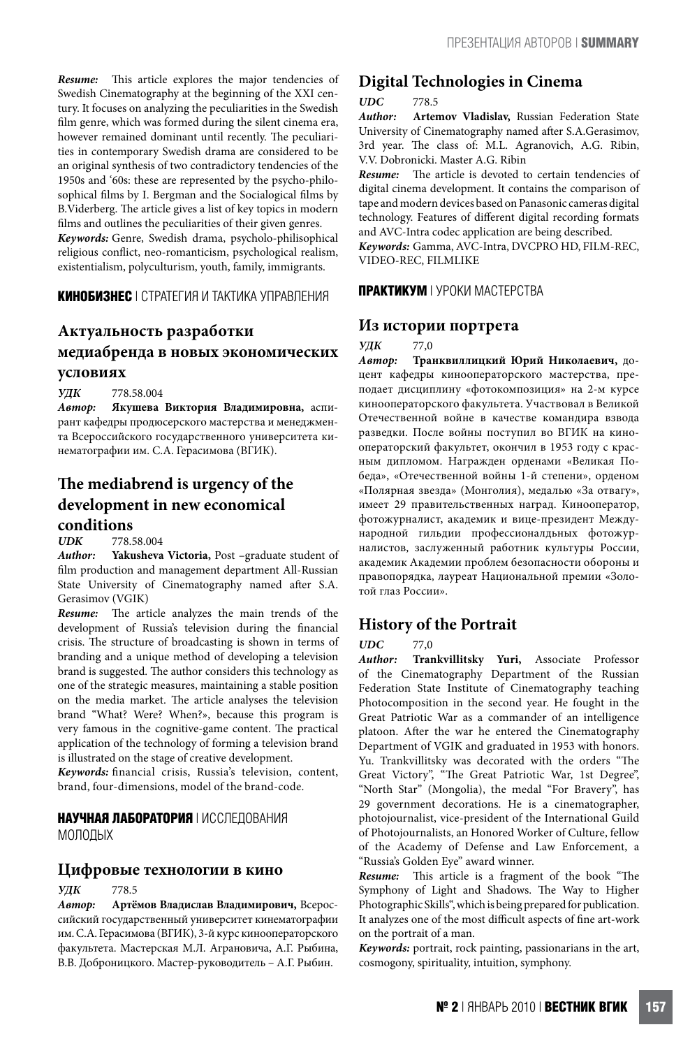*Resume:* This article explores the major tendencies of Swedish Cinematography at the beginning of the XXI century. It focuses on analyzing the peculiarities in the Swedish film genre, which was formed during the silent cinema era, however remained dominant until recently. The peculiarities in contemporary Swedish drama are considered to be an original synthesis of two contradictory tendencies of the 1950s and '60s: these are represented by the psycho-philosophical films by I. Bergman and the Socialogical films by B.Viderberg. The article gives a list of key topics in modern films and outlines the peculiarities of their given genres.

*Keywords:* Genre, Swedish drama, psycholo-philisophical religious conflict, neo-romanticism, psychological realism, existentialism, polyculturism, youth, family, immigrants.

**КИНОБИЗНЕС** | СТРАТЕГИЯ И ТАКТИКА УПРАВЛЕНИЯ

## Актуальность разработки медиабренда в новых экономических условиях

*УДК* 778.58.004

*Автор:* **Якушева Виктория Владимировна,** аспирант кафедры продюсерского мастерства и менеджмента Всероссийского государственного университета кинематографии им. С.А. Герасимова (ВГИК).

## The mediabrend is urgency of the development in new economical conditions

*UDK* 778.58.004

*Author:* **Yakusheva Victoria,** Post –graduate student of film production and management department All-Russian State University of Cinematography named after S.A. Gerasimov (VGIK)

*Resume:* The article analyzes the main trends of the development of Russia's television during the financial crisis. The structure of broadcasting is shown in terms of branding and a unique method of developing a television brand is suggested. The author considers this technology as one of the strategic measures, maintaining a stable position on the media market. The article analyses the television brand "What? Were? When?», because this program is very famous in the cognitive-game content. The practical application of the technology of forming a television brand is illustrated on the stage of creative development.

*Keywords:* financial crisis, Russia's television, content, brand, four-dimensions, model of the brand-code.

**НАУЧНАЯ ЛАБОРАТОРИЯ** | ИССЛЕДОВАНИЯ МОЛОДЫХ

## Цифровые технологии в кино

*УДК* 778.5

*Автор:* **Артёмов Владислав Владимирович,** Всероссийский государственный университет кинематографии им. С.А. Герасимова (ВГИК), 3-й курс кинооператорского факультета. Мастерская М.Л. Аграновича, А.Г. Рыбина, В.В. Доброницкого. Мастер-руководитель – А.Г. Рыбин.

## Digital Technologies in Cinema

*UDC* 778.5

*Author:* **Artemov Vladislav,** Russian Federation State University of Cinematography named after S.A.Gerasimov, 3rd year. The class of: M.L. Agranovich, A.G. Ribin, V.V. Dobronicki. Master A.G. Ribin

*Resume:* The article is devoted to certain tendencies of digital cinema development. It contains the comparison of tape and modern devices based on Panasonic cameras digital technology. Features of different digital recording formats and AVC-Intra codec application are being described.

*Keywords:* Gamma, AVC-Intra, DVCPRO HD, FILM-REC, VIDEO-REC, FILMLIKE

**ПРАКТИКУМ** | УРОКИ МАСТЕРСТВА

## Из истории портрета

*УДК* 77,0

*Автор:* **Транквиллицкий Юрий Николаевич,** доцент кафедры кинооператорского мастерства, преподает дисциплину «фотокомпозиция» на 2-м курсе кинооператорского факультета. Участвовал в Великой Отечественной войне в качестве командира взвода разведки. После войны поступил во ВГИК на кинооператорский факультет, окончил в 1953 году с красным дипломом. Награжден орденами «Великая Победа», «Отечественной войны 1-й степени», орденом «Полярная звезда» (Монголия), медалью «За отвагу», имеет 29 правительственных наград. Кинооператор, фотожурналист, академик и вице-президент Международной гильдии профессионалдьных фотожурналистов, заслуженный работник культуры России, академик Академии проблем безопасности обороны и правопорядка, лауреат Национальной премии «Золотой глаз России».

## History of the Portrait

*UDC* 77,0

*Author:* **Trankvillitsky Yuri,** Associate Professor of the Cinematography Department of the Russian Federation State Institute of Cinematography teaching Photocomposition in the second year. He fought in the Great Patriotic War as a commander of an intelligence platoon. After the war he entered the Cinematography Department of VGIK and graduated in 1953 with honors. Yu. Trankvillitsky was decorated with the orders "The Great Victory", "The Great Patriotic War, 1st Degree", "North Star" (Mongolia), the medal "For Bravery", has 29 government decorations. He is a cinematographer, photojournalist, vice-president of the International Guild of Photojournalists, an Honored Worker of Culture, fellow of the Academy of Defense and Law Enforcement, a "Russia's Golden Eye" award winner.

*Resume:* This article is a fragment of the book "The Symphony of Light and Shadows. The Way to Higher Photographic Skills", which is being prepared for publication. It analyzes one of the most difficult aspects of fine art-work on the portrait of a man.

*Keywords:* portrait, rock painting, passionarians in the art, cosmogony, spirituality, intuition, symphony.